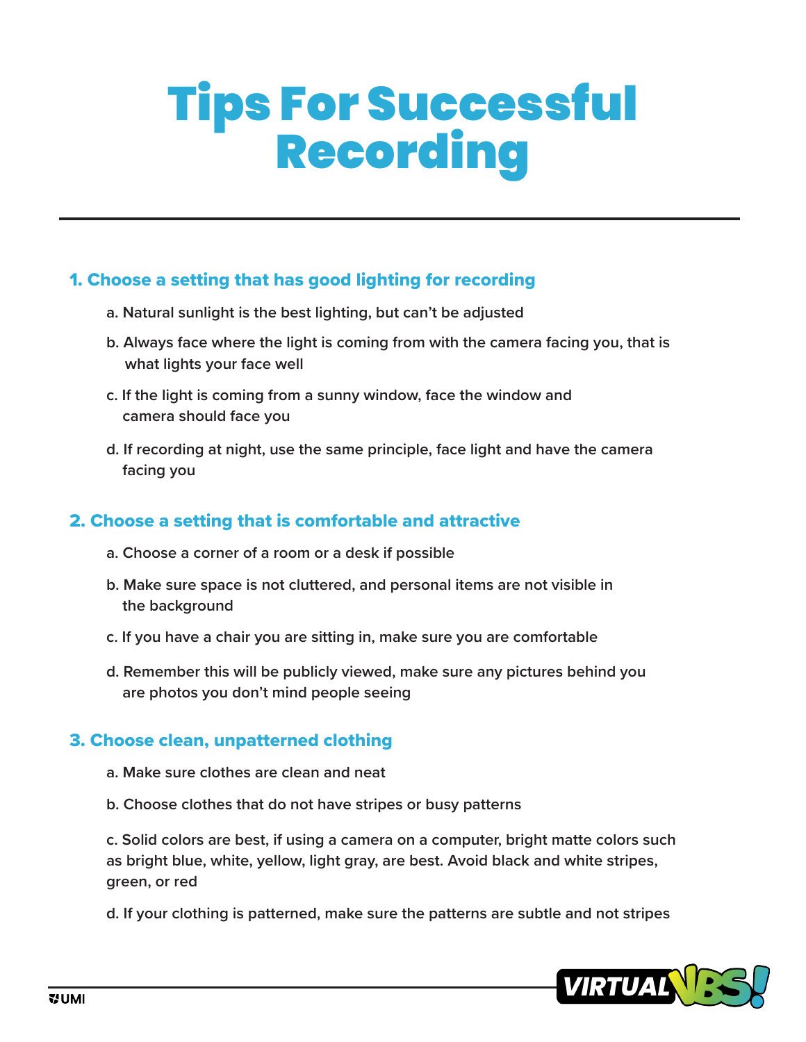# Tips For Successful Recording

## 1. Choose a setting that has good lighting for recording

a. Natural sunlight is the best lighting, but can't be adjusted

b. Always face where the light is coming from with the camera facing you, that is what lights your face well

c. If the light is coming from a sunny window, face the window and camera should face you

d. If recording at night, use the same principle, face light and have the camera facing you

## 2. Choose a setting that is comfortable and attractive

a. Choose a corner of a room or a desk if possible

b. Make sure space is not cluttered, and personal items are not visible in the background

c. If you have a chair you are sitting in, make sure you are comfortable

d. Remember this will be publicly viewed, make sure any pictures behind you are photos you don't mind people seeing

## 3. Choose clean, unpatterned clothing

a. Make sure clothes are clean and neat

b. Choose clothes that do not have stripes or busy patterns

c. Solid colors are best, if using a camera on a computer, bright matte colors such as bright blue, white, yellow, light gray, are best. Avoid black and white stripes, green, or red

d. If your clothing is patterned, make sure the patterns are subtle and not stripes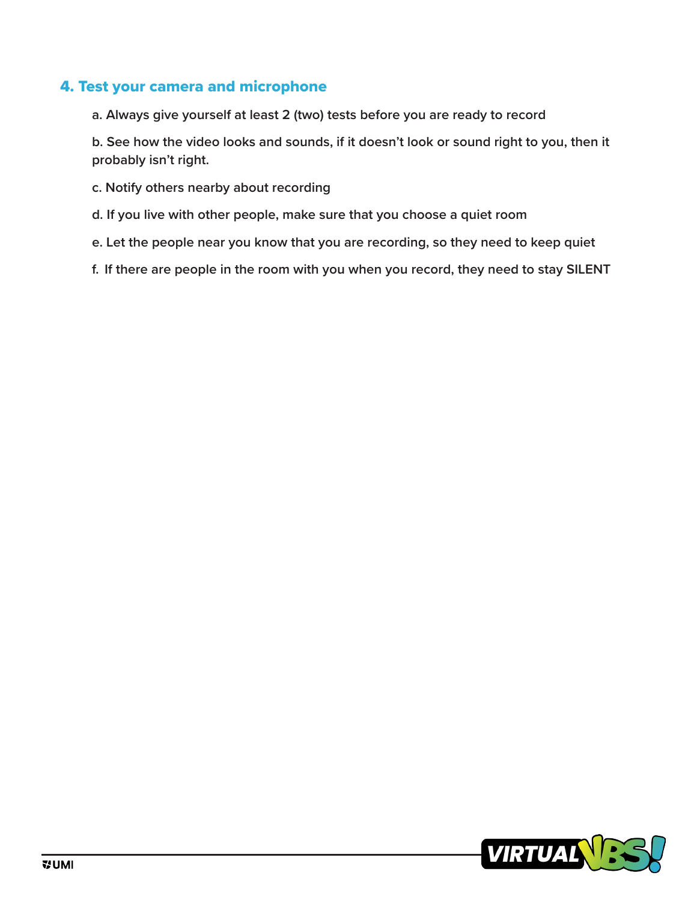## 4. Test your camera and microphone

a. Always give yourself at least 2 (two) tests before you are ready to record

b. See how the video looks and sounds, if it doesn't look or sound right to you, then it probably isn't right.

c. Notify others nearby about recording

d. If you live with other people, make sure that you choose a quiet room

e. Let the people near you know that you are recording, so they need to keep quiet

f. If there are people in the room with you when you record, they need to stay SILENT